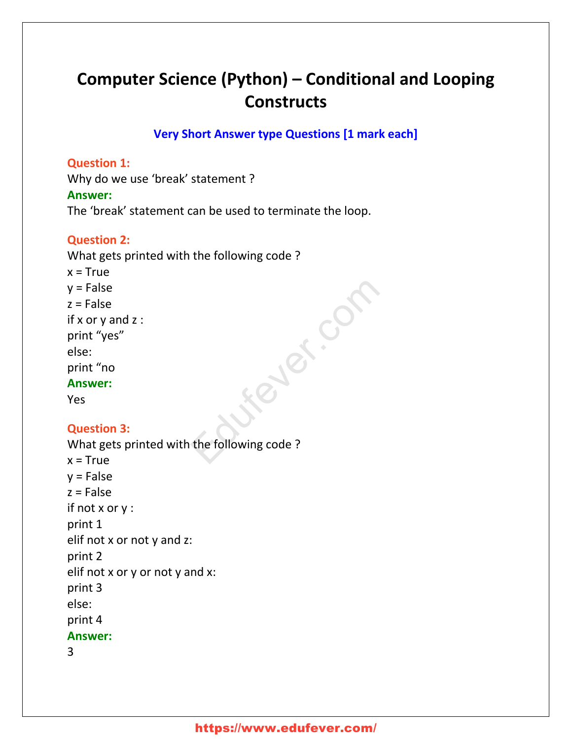# Computer Science (Python) – Conditional and Looping Constructs

## Very Short Answer type Questions [1 mark each]

**Question 1:**
Why do we use 'break' statement ?
**Answer:**
The 'break' statement can be used to terminate the loop.

**Question 2:**
What gets printed with the following code ?

```
x = True
y = False
z = False
if x or y and z :
print "yes"
else:
print "no
```

**Answer:**
Yes

**Question 3:**
What gets printed with the following code ?

```
x = True
y = False
z = False
if not x or y :
print 1
elif not x or not y and z:
print 2
elif not x or y or not y and x:
print 3
else:
print 4
```

**Answer:**
3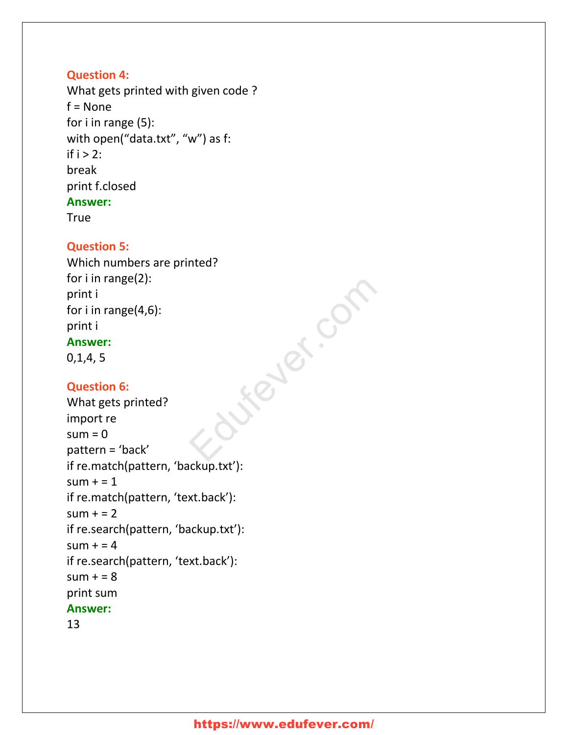**Question 4:**

What gets printed with given code ?

f = None

for i in range (5):

with open(“data.txt”, “w”) as f:

if i > 2:

break

print f.closed

**Answer:**

True

**Question 5:**

Which numbers are printed?

for i in range(2):

print i

for i in range(4,6):

print i

**Answer:**

0,1,4, 5

**Question 6:**

What gets printed?

import re

sum = 0

pattern = ‘back’

if re.match(pattern, ‘backup.txt’):

sum + = 1

if re.match(pattern, ‘text.back’):

sum + = 2

if re.search(pattern, ‘backup.txt’):

sum + = 4

if re.search(pattern, ‘text.back’):

sum + = 8

print sum

**Answer:**

13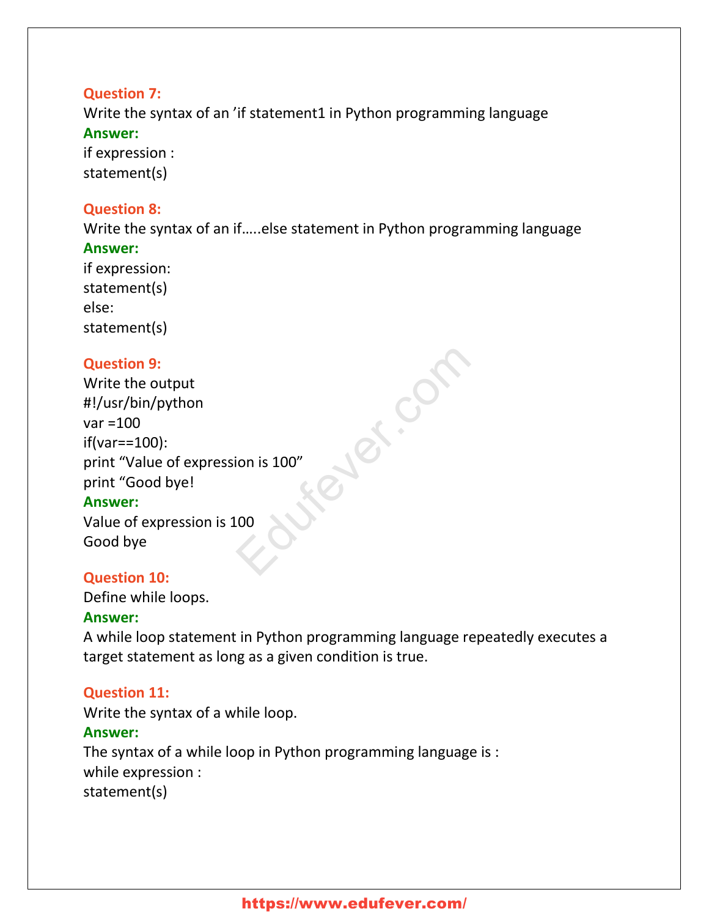**Question 7:**
Write the syntax of an 'if statement1 in Python programming language
**Answer:**
if expression :
statement(s)

**Question 8:**
Write the syntax of an if…..else statement in Python programming language
**Answer:**
if expression:
statement(s)
else:
statement(s)

**Question 9:**
Write the output
#!/usr/bin/python
var =100
if(var==100):
print "Value of expression is 100"
print "Good bye!
**Answer:**
Value of expression is 100
Good bye

**Question 10:**
Define while loops.
**Answer:**
A while loop statement in Python programming language repeatedly executes a target statement as long as a given condition is true.

**Question 11:**
Write the syntax of a while loop.
**Answer:**
The syntax of a while loop in Python programming language is :
while expression :
statement(s)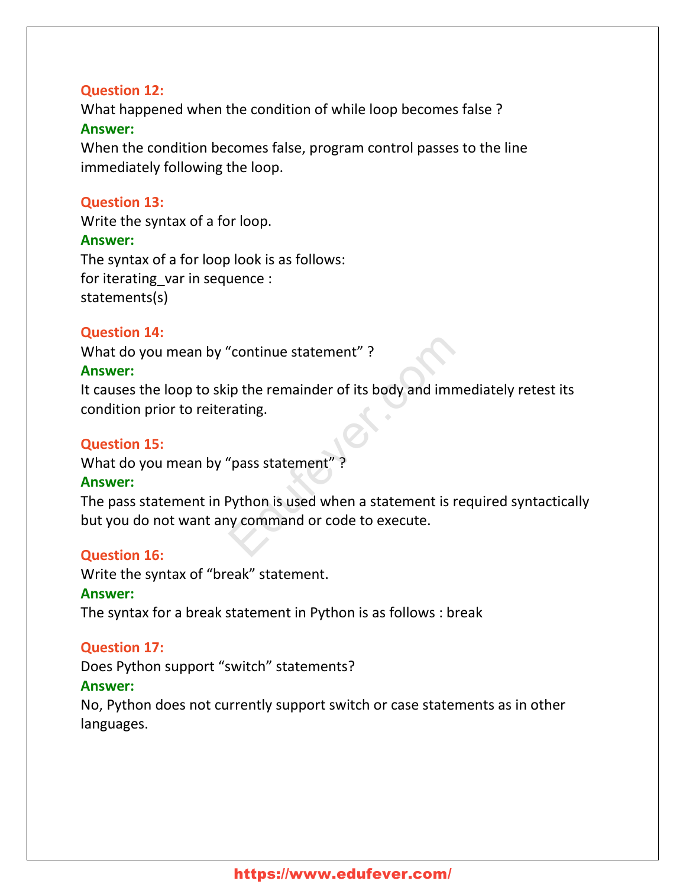**Question 12:**
What happened when the condition of while loop becomes false ?
**Answer:**
When the condition becomes false, program control passes to the line immediately following the loop.

**Question 13:**
Write the syntax of a for loop.
**Answer:**
The syntax of a for loop look is as follows:
for iterating_var in sequence :
statements(s)

**Question 14:**
What do you mean by “continue statement” ?
**Answer:**
It causes the loop to skip the remainder of its body and immediately retest its condition prior to reiterating.

**Question 15:**
What do you mean by “pass statement” ?
**Answer:**
The pass statement in Python is used when a statement is required syntactically but you do not want any command or code to execute.

**Question 16:**
Write the syntax of “break” statement.
**Answer:**
The syntax for a break statement in Python is as follows : break

**Question 17:**
Does Python support “switch” statements?
**Answer:**
No, Python does not currently support switch or case statements as in other languages.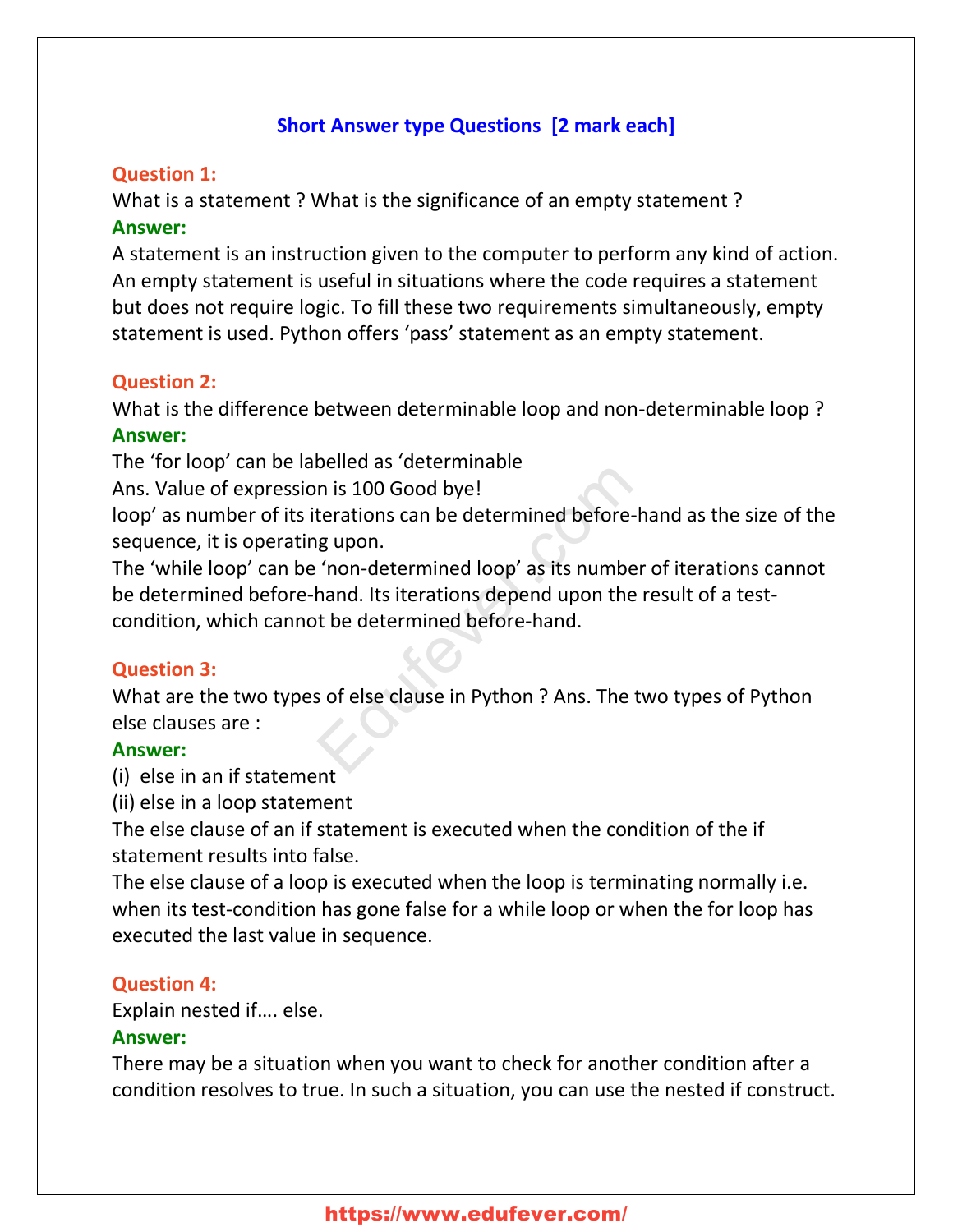## Short Answer type Questions [2 mark each]

**Question 1:**
What is a statement ? What is the significance of an empty statement ?
**Answer:**
A statement is an instruction given to the computer to perform any kind of action. An empty statement is useful in situations where the code requires a statement but does not require logic. To fill these two requirements simultaneously, empty statement is used. Python offers 'pass' statement as an empty statement.

**Question 2:**
What is the difference between determinable loop and non-determinable loop ?
**Answer:**
The 'for loop' can be labelled as 'determinable
Ans. Value of expression is 100 Good bye!
loop' as number of its iterations can be determined before-hand as the size of the sequence, it is operating upon.
The 'while loop' can be 'non-determined loop' as its number of iterations cannot be determined before-hand. Its iterations depend upon the result of a test-condition, which cannot be determined before-hand.

**Question 3:**
What are the two types of else clause in Python ? Ans. The two types of Python else clauses are :
**Answer:**
(i) else in an if statement
(ii) else in a loop statement
The else clause of an if statement is executed when the condition of the if statement results into false.
The else clause of a loop is executed when the loop is terminating normally i.e. when its test-condition has gone false for a while loop or when the for loop has executed the last value in sequence.

**Question 4:**
Explain nested if.... else.
**Answer:**
There may be a situation when you want to check for another condition after a condition resolves to true. In such a situation, you can use the nested if construct.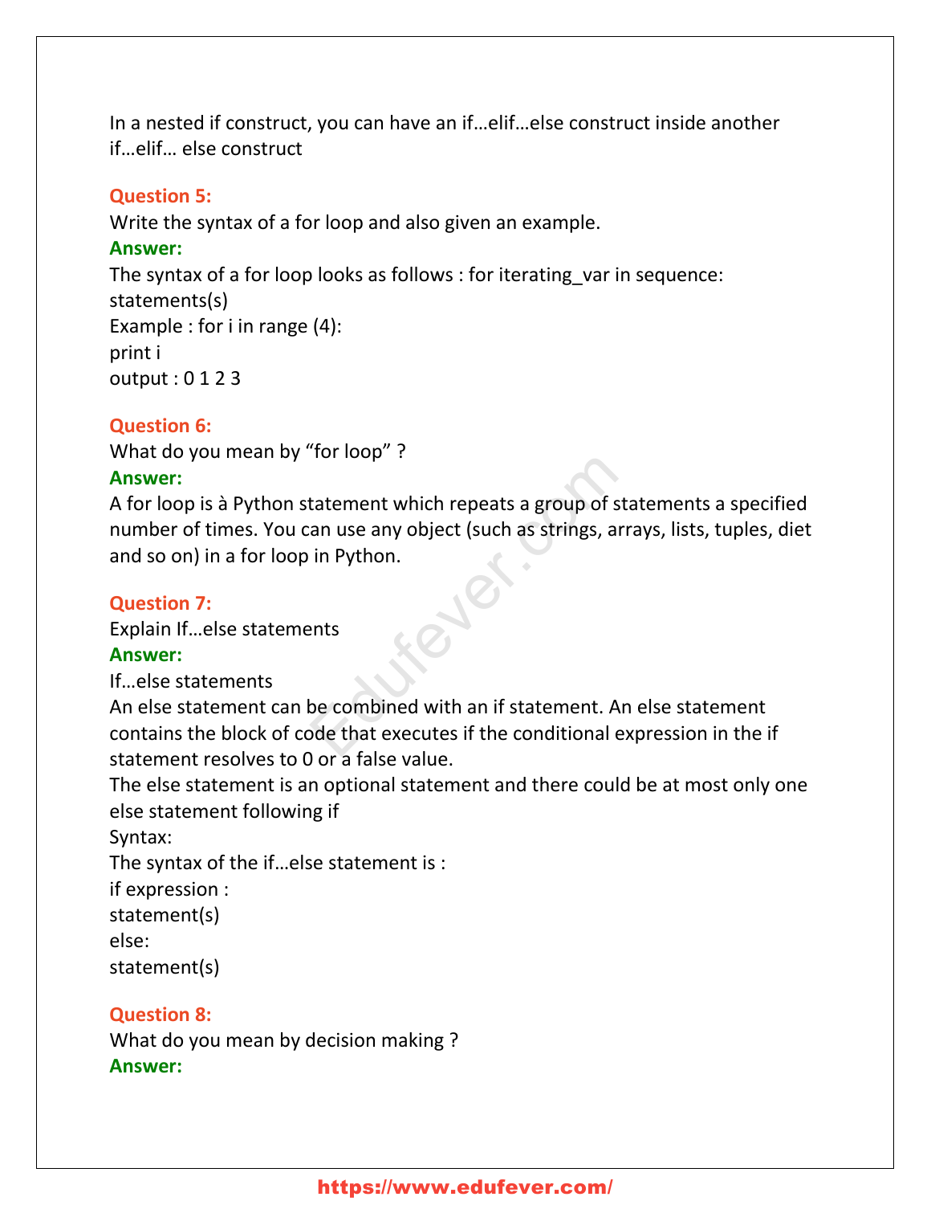In a nested if construct, you can have an if…elif…else construct inside another if…elif… else construct

**Question 5:**
Write the syntax of a for loop and also given an example.
**Answer:**
The syntax of a for loop looks as follows : for iterating_var in sequence:
statements(s)
Example : for i in range (4):
print i
output : 0 1 2 3

**Question 6:**
What do you mean by "for loop" ?
**Answer:**
A for loop is à Python statement which repeats a group of statements a specified number of times. You can use any object (such as strings, arrays, lists, tuples, diet and so on) in a for loop in Python.

**Question 7:**
Explain If…else statements
**Answer:**
If…else statements
An else statement can be combined with an if statement. An else statement contains the block of code that executes if the conditional expression in the if statement resolves to 0 or a false value.
The else statement is an optional statement and there could be at most only one else statement following if
Syntax:
The syntax of the if…else statement is :
if expression :
statement(s)
else:
statement(s)

**Question 8:**
What do you mean by decision making ?
**Answer:**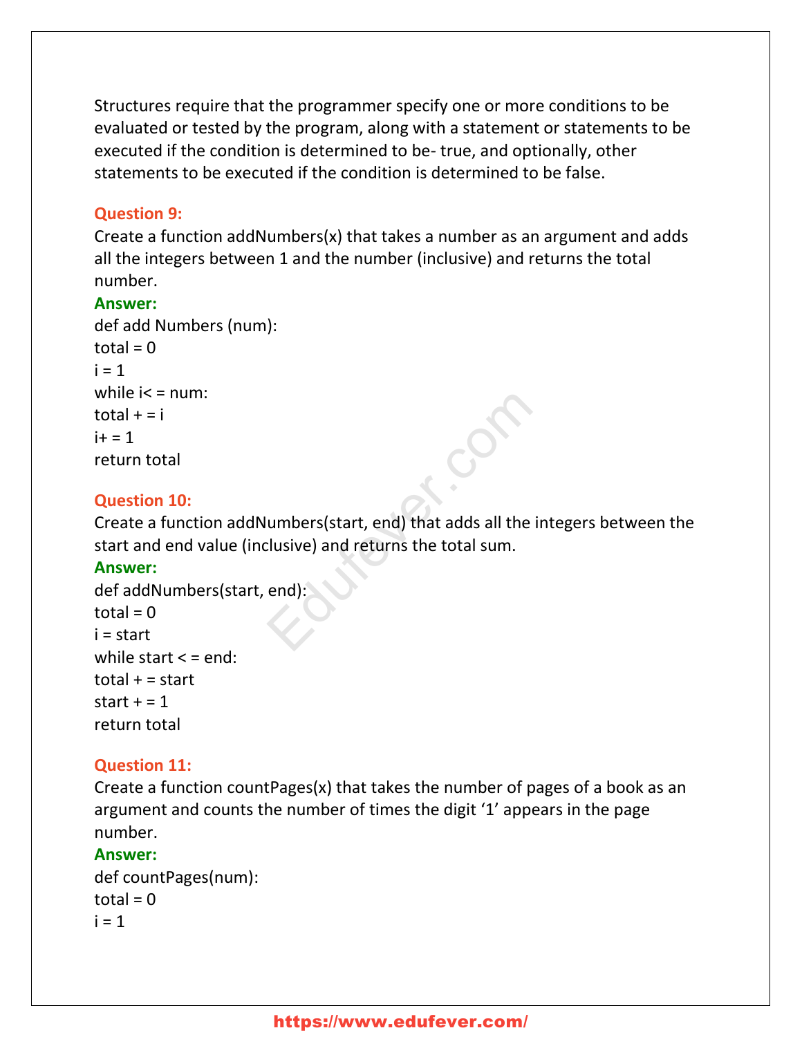Structures require that the programmer specify one or more conditions to be evaluated or tested by the program, along with a statement or statements to be executed if the condition is determined to be- true, and optionally, other statements to be executed if the condition is determined to be false.

**Question 9:**
Create a function addNumbers(x) that takes a number as an argument and adds all the integers between 1 and the number (inclusive) and returns the total number.

**Answer:**

```
def add Numbers (num):
total = 0
i = 1
while i< = num:
total + = i
i+ = 1
return total
```

**Question 10:**
Create a function addNumbers(start, end) that adds all the integers between the start and end value (inclusive) and returns the total sum.

**Answer:**

```
def addNumbers(start, end):
total = 0
i = start
while start < = end:
total + = start
start + = 1
return total
```

**Question 11:**
Create a function countPages(x) that takes the number of pages of a book as an argument and counts the number of times the digit '1' appears in the page number.

**Answer:**

```
def countPages(num):
total = 0
i = 1
```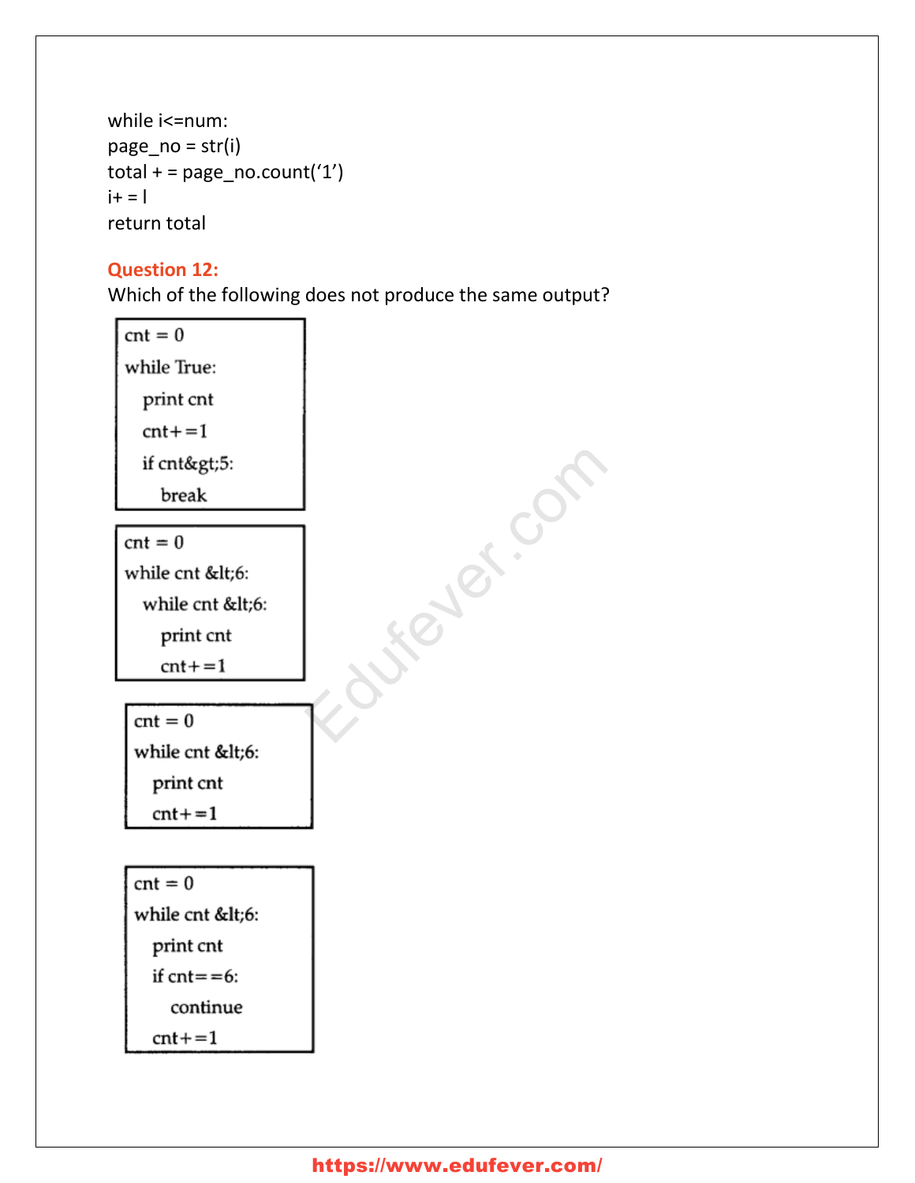```
while i<=num:
page_no = str(i)
total + = page_no.count('1')
i+ = l
return total
```

**Question 12:**
Which of the following does not produce the same output?

```
cnt = 0
while True:
   print cnt
   cnt+=1
   if cnt&gt;5:
      break
```

```
cnt = 0
while cnt &lt;6:
   while cnt &lt;6:
      print cnt
      cnt+=1
```

```
cnt = 0
while cnt &lt;6:
   print cnt
   cnt+=1
```

```
cnt = 0
while cnt &lt;6:
   print cnt
   if cnt==6:
      continue
   cnt+=1
```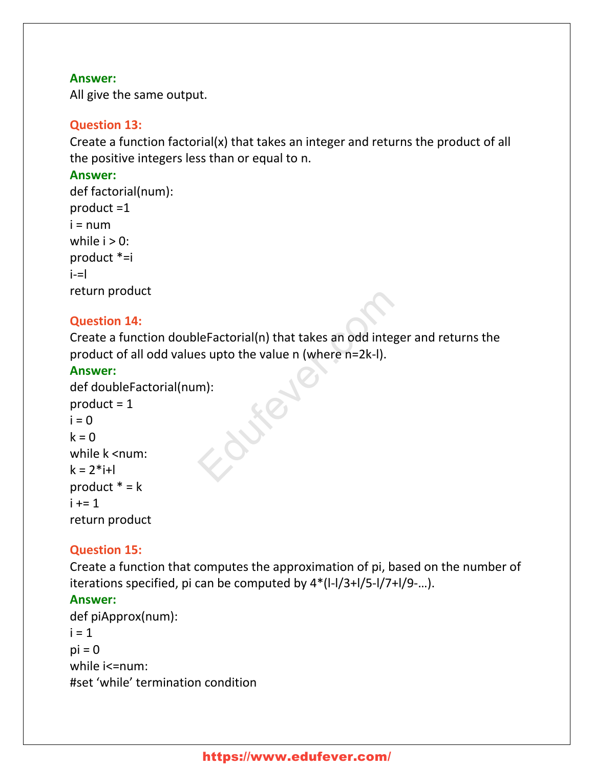**Answer:**

All give the same output.

**Question 13:**

Create a function factorial(x) that takes an integer and returns the product of all the positive integers less than or equal to n.

**Answer:**

```
def factorial(num):
product =1
i = num
while i > 0:
product *=i
i-=l
return product
```

**Question 14:**

Create a function doubleFactorial(n) that takes an odd integer and returns the product of all odd values upto the value n (where n=2k-l).

**Answer:**

```
def doubleFactorial(num):
product = 1
i = 0
k = 0
while k <num:
k = 2*i+l
product * = k
i += 1
return product
```

**Question 15:**

Create a function that computes the approximation of pi, based on the number of iterations specified, pi can be computed by 4*(l-l/3+l/5-l/7+l/9-...).

**Answer:**

```
def piApprox(num):
i = 1
pi = 0
while i<=num:
#set 'while' termination condition
```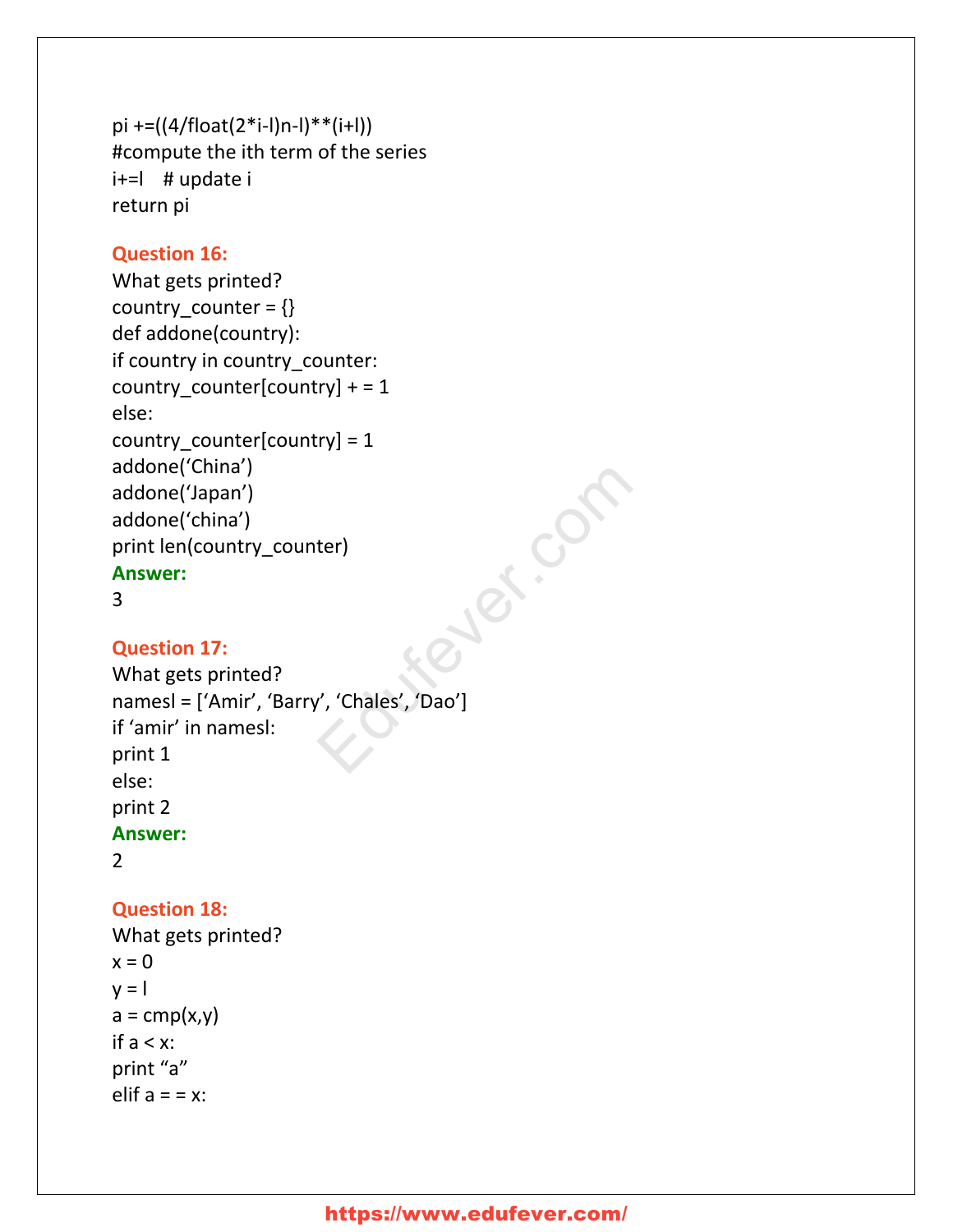```
pi +=((4/float(2*i-l)n-l)**(i+l))
#compute the ith term of the series
i+=l    # update i
return pi
```

**Question 16:**

What gets printed?

```
country_counter = {}
def addone(country):
if country in country_counter:
country_counter[country] + = 1
else:
country_counter[country] = 1
addone('China')
addone('Japan')
addone('china')
print len(country_counter)
```

**Answer:**

3

**Question 17:**

What gets printed?

```
namesl = ['Amir', 'Barry', 'Chales', 'Dao']
if 'amir' in namesl:
print 1
else:
print 2
```

**Answer:**

2

**Question 18:**

What gets printed?

```
x = 0
y = l
a = cmp(x,y)
if a < x:
print "a"
elif a = = x:
```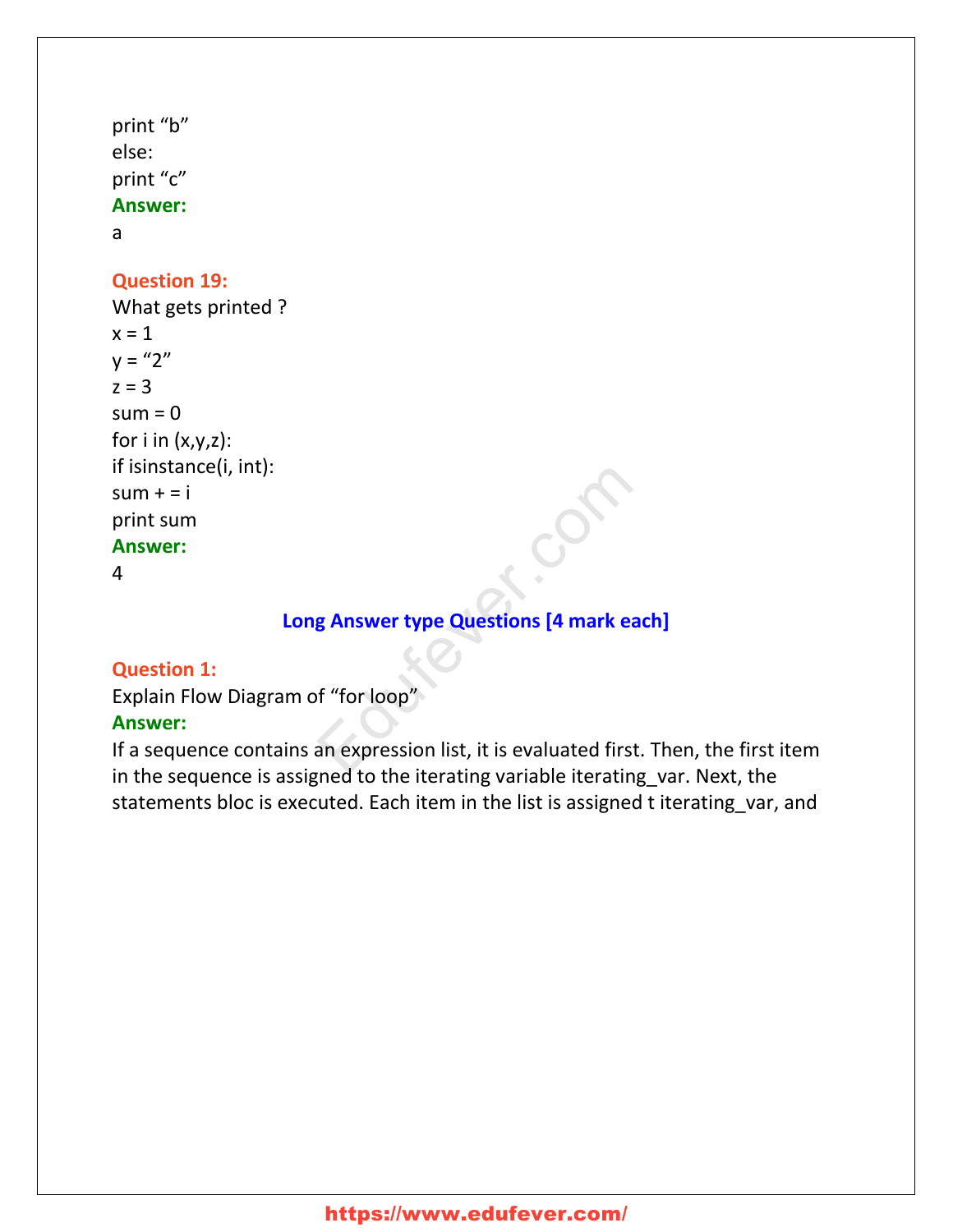print “b”
else:
print “c”

**Answer:**
a

**Question 19:**
What gets printed ?
x = 1
y = “2”
z = 3
sum = 0
for i in (x,y,z):
if isinstance(i, int):
sum + = i
print sum

**Answer:**
4

## Long Answer type Questions [4 mark each]

**Question 1:**
Explain Flow Diagram of “for loop”

**Answer:**
If a sequence contains an expression list, it is evaluated first. Then, the first item in the sequence is assigned to the iterating variable iterating_var. Next, the statements bloc is executed. Each item in the list is assigned t iterating_var, and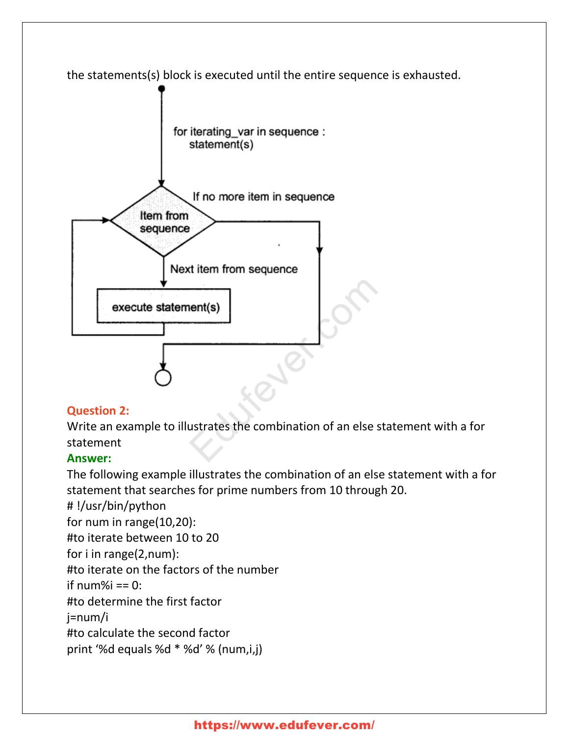the statements(s) block is executed until the entire sequence is exhausted.

for iterating_var in sequence :
    statement(s)

If no more item in sequence

Item from sequence

Next item from sequence

execute statement(s)

**Question 2:**
Write an example to illustrates the combination of an else statement with a for statement

**Answer:**
The following example illustrates the combination of an else statement with a for statement that searches for prime numbers from 10 through 20.

```
# !/usr/bin/python
for num in range(10,20):
#to iterate between 10 to 20
for i in range(2,num):
#to iterate on the factors of the number
if num%i == 0:
#to determine the first factor
j=num/i
#to calculate the second factor
print ‘%d equals %d * %d’ % (num,i,j)
```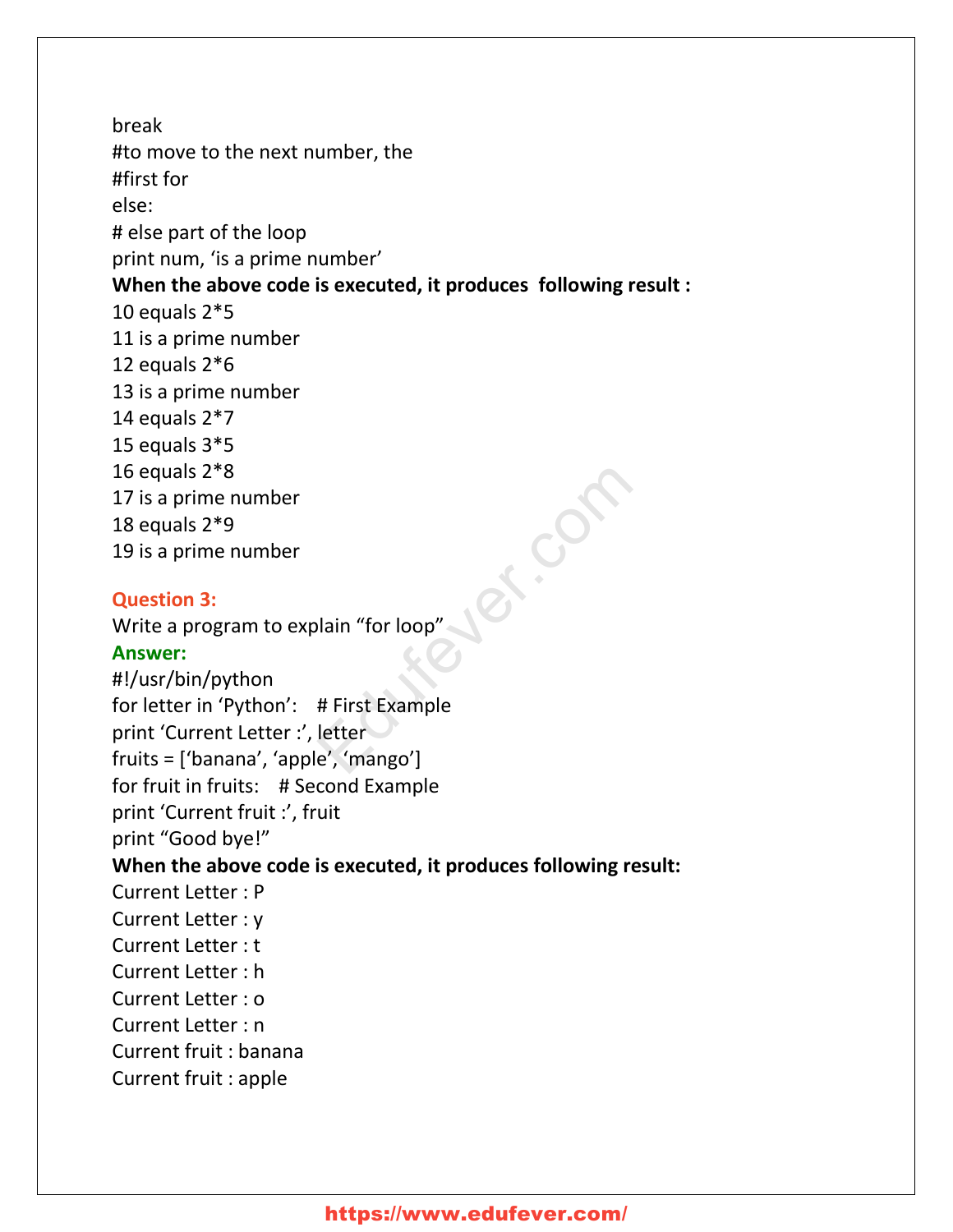```
break
#to move to the next number, the
#first for
else:
# else part of the loop
print num, 'is a prime number'
```

**When the above code is executed, it produces following result :**

```
10 equals 2*5
11 is a prime number
12 equals 2*6
13 is a prime number
14 equals 2*7
15 equals 3*5
16 equals 2*8
17 is a prime number
18 equals 2*9
19 is a prime number
```

**Question 3:**

Write a program to explain "for loop"

**Answer:**

```
#!/usr/bin/python
for letter in 'Python':    # First Example
print 'Current Letter :', letter
fruits = ['banana', 'apple', 'mango']
for fruit in fruits:    # Second Example
print 'Current fruit :', fruit
print "Good bye!"
```

**When the above code is executed, it produces following result:**

```
Current Letter : P
Current Letter : y
Current Letter : t
Current Letter : h
Current Letter : o
Current Letter : n
Current fruit : banana
Current fruit : apple
```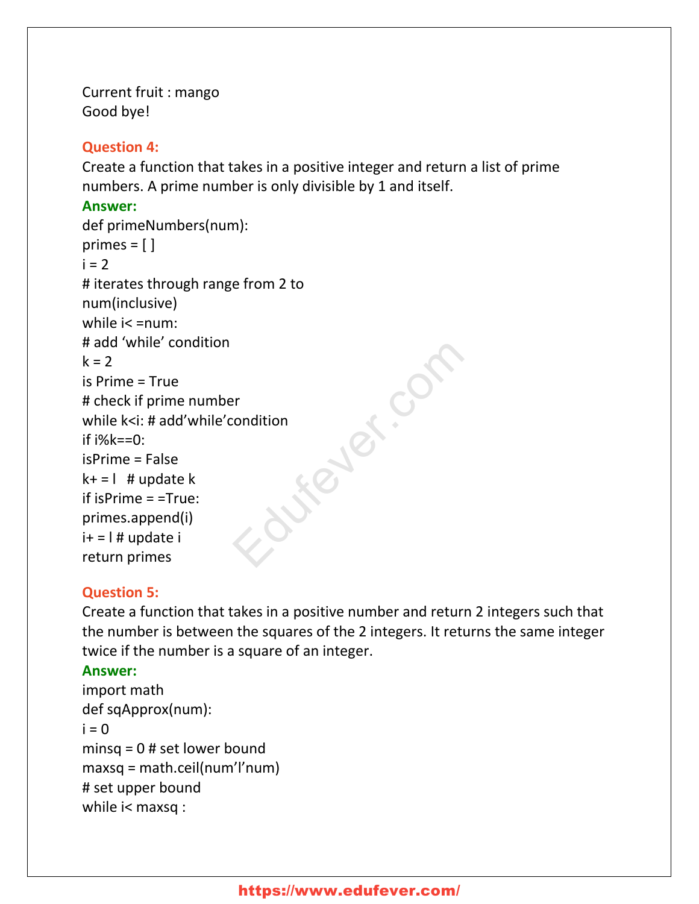Current fruit : mango
Good bye!

**Question 4:**
Create a function that takes in a positive integer and return a list of prime numbers. A prime number is only divisible by 1 and itself.

**Answer:**

```
def primeNumbers(num):
primes = [ ]
i = 2
# iterates through range from 2 to
num(inclusive)
while i< =num:
# add 'while' condition
k = 2
is Prime = True
# check if prime number
while k<i: # add'while'condition
if i%k==0:
isPrime = False
k+ = l   # update k
if isPrime = =True:
primes.append(i)
i+ = l # update i
return primes
```

**Question 5:**
Create a function that takes in a positive number and return 2 integers such that the number is between the squares of the 2 integers. It returns the same integer twice if the number is a square of an integer.

**Answer:**

```
import math
def sqApprox(num):
i = 0
minsq = 0 # set lower bound
maxsq = math.ceil(num'l'num)
# set upper bound
while i< maxsq :
```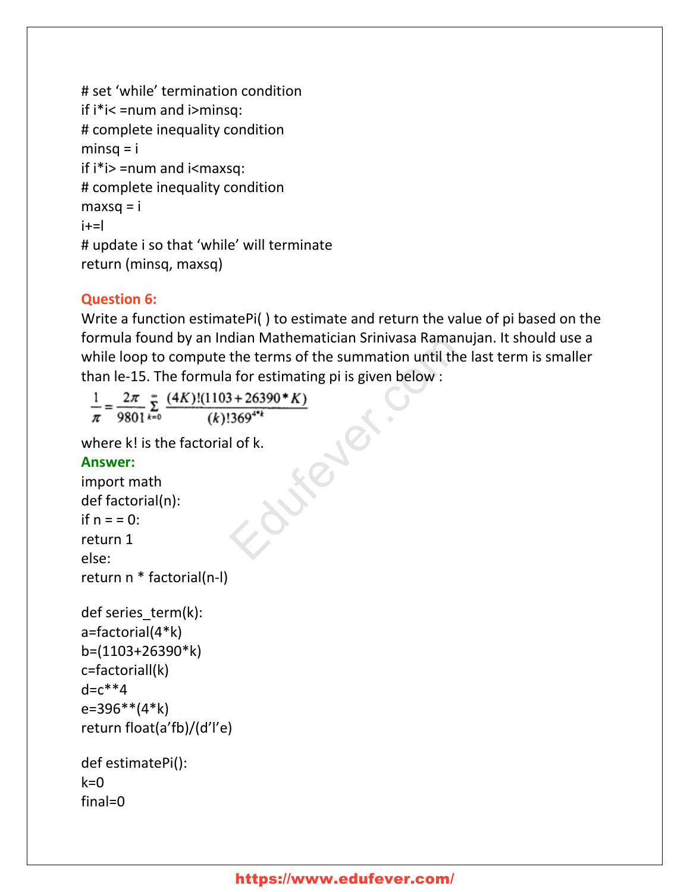```
# set 'while' termination condition
if i*i< =num and i>minsq:
# complete inequality condition
minsq = i
if i*i> =num and i<maxsq:
# complete inequality condition
maxsq = i
i+=l
# update i so that 'while' will terminate
return (minsq, maxsq)
```

**Question 6:**

Write a function estimatePi( ) to estimate and return the value of pi based on the formula found by an Indian Mathematician Srinivasa Ramanujan. It should use a while loop to compute the terms of the summation until the last term is smaller than le-15. The formula for estimating pi is given below :

$$\frac{1}{\pi} = \frac{2\pi}{9801} \sum_{k=0}^{\infty} \frac{(4K)!(1103 + 26390 * K)}{(k)! 369^{4*k}}$$

where k! is the factorial of k.

**Answer:**

```
import math
def factorial(n):
if n = = 0:
return 1
else:
return n * factorial(n-l)

def series_term(k):
a=factorial(4*k)
b=(1103+26390*k)
c=factoriall(k)
d=c**4
e=396**(4*k)
return float(a'fb)/(d'l'e)

def estimatePi():
k=0
final=0
```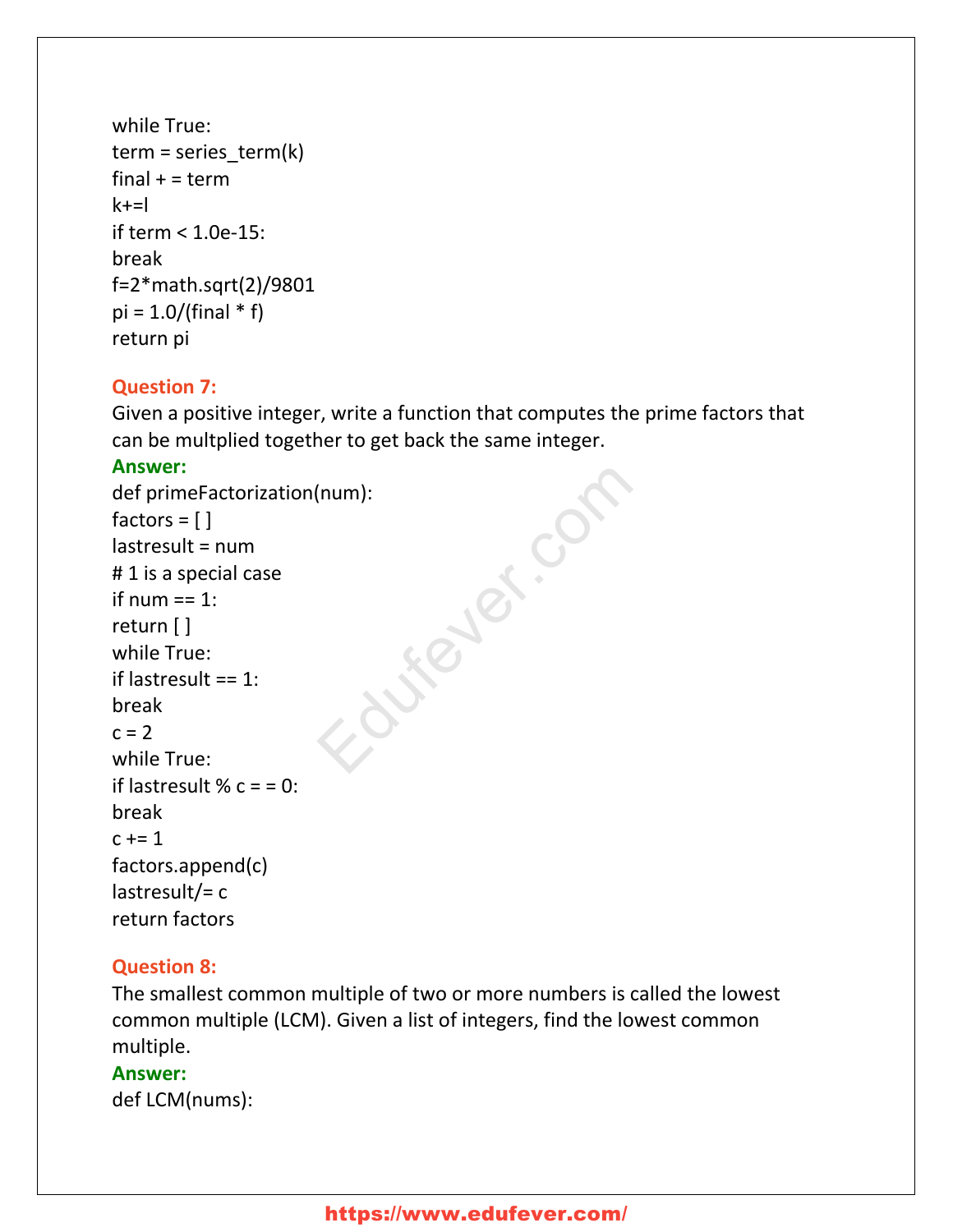```
while True:
term = series_term(k)
final + = term
k+=l
if term < 1.0e-15:
break
f=2*math.sqrt(2)/9801
pi = 1.0/(final * f)
return pi
```

**Question 7:**

Given a positive integer, write a function that computes the prime factors that can be multplied together to get back the same integer.

**Answer:**

```
def primeFactorization(num):
factors = [ ]
lastresult = num
# 1 is a special case
if num == 1:
return [ ]
while True:
if lastresult == 1:
break
c = 2
while True:
if lastresult % c = = 0:
break
c += 1
factors.append(c)
lastresult/= c
return factors
```

**Question 8:**

The smallest common multiple of two or more numbers is called the lowest common multiple (LCM). Given a list of integers, find the lowest common multiple.

**Answer:**

```
def LCM(nums):
```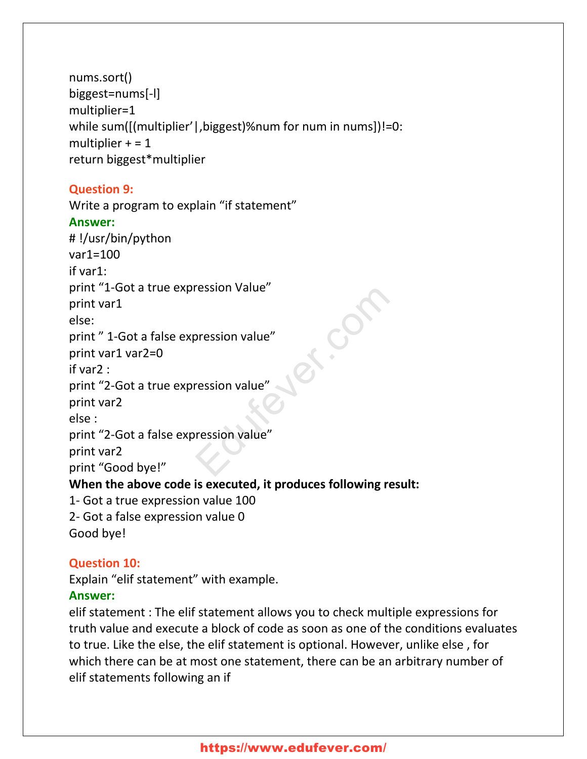```
nums.sort()
biggest=nums[-l]
multiplier=1
while sum([(multiplier’|,biggest)%num for num in nums])!=0:
multiplier + = 1
return biggest*multiplier
```

**Question 9:**

Write a program to explain “if statement”

**Answer:**

```
# !/usr/bin/python
var1=100
if var1:
print “1-Got a true expression Value”
print var1
else:
print ” 1-Got a false expression value”
print var1 var2=0
if var2 :
print “2-Got a true expression value”
print var2
else :
print “2-Got a false expression value”
print var2
print “Good bye!”
```

**When the above code is executed, it produces following result:**

1- Got a true expression value 100
2- Got a false expression value 0
Good bye!

**Question 10:**

Explain “elif statement” with example.

**Answer:**

elif statement : The elif statement allows you to check multiple expressions for truth value and execute a block of code as soon as one of the conditions evaluates to true. Like the else, the elif statement is optional. However, unlike else , for which there can be at most one statement, there can be an arbitrary number of elif statements following an if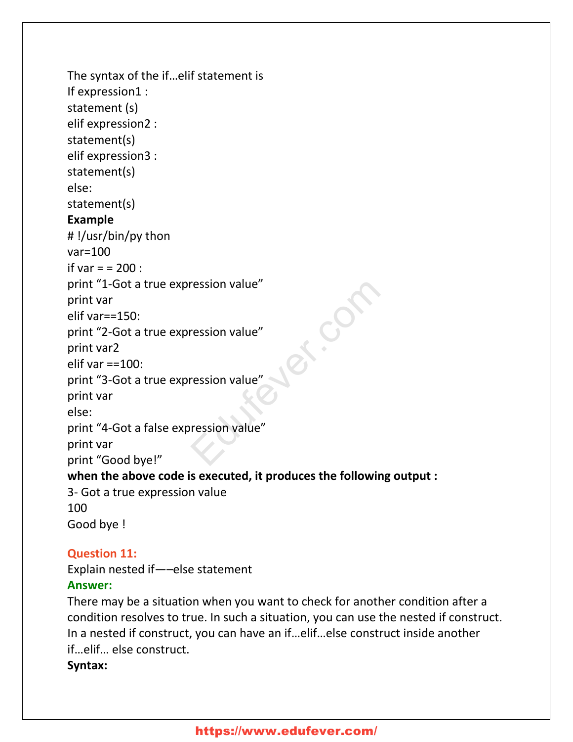The syntax of the if…elif statement is

```
If expression1 :
statement (s)
elif expression2 :
statement(s)
elif expression3 :
statement(s)
else:
statement(s)
```

**Example**

```
# !/usr/bin/py thon
var=100
if var = = 200 :
print "1-Got a true expression value"
print var
elif var==150:
print "2-Got a true expression value"
print var2
elif var ==100:
print "3-Got a true expression value"
print var
else:
print "4-Got a false expression value"
print var
print "Good bye!"
```

**when the above code is executed, it produces the following output :**

```
3- Got a true expression value
100
Good bye !
```

**Question 11:**

Explain nested if—–else statement

**Answer:**

There may be a situation when you want to check for another condition after a condition resolves to true. In such a situation, you can use the nested if construct. In a nested if construct, you can have an if…elif…else construct inside another if…elif… else construct.

**Syntax:**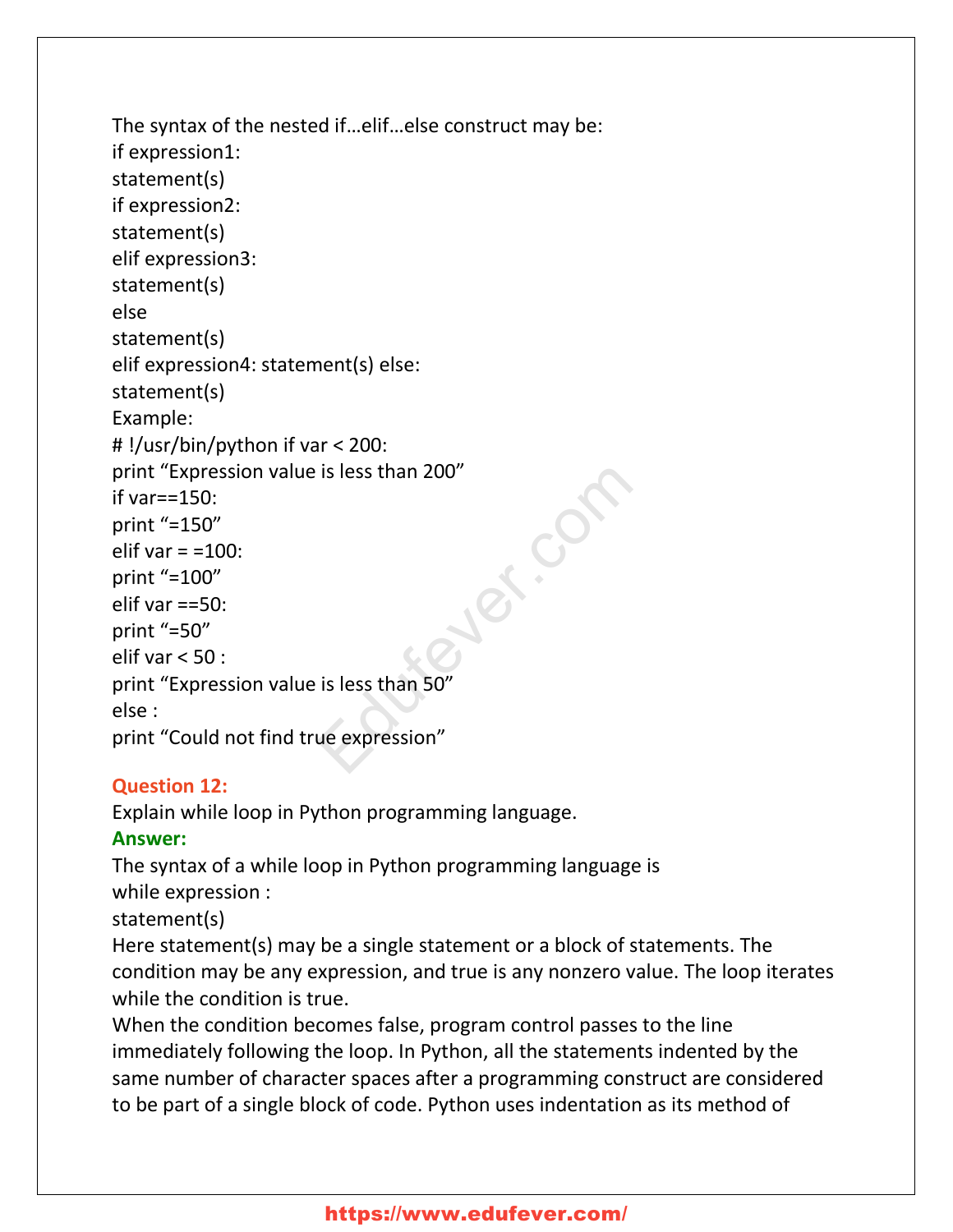The syntax of the nested if...elif...else construct may be:

```
if expression1:
statement(s)
if expression2:
statement(s)
elif expression3:
statement(s)
else
statement(s)
elif expression4: statement(s) else:
statement(s)
```

Example:

```
# !/usr/bin/python if var < 200:
print "Expression value is less than 200"
if var==150:
print "=150"
elif var = =100:
print "=100"
elif var ==50:
print "=50"
elif var < 50 :
print "Expression value is less than 50"
else :
print "Could not find true expression"
```

**Question 12:**

Explain while loop in Python programming language.

**Answer:**

The syntax of a while loop in Python programming language is

```
while expression :
statement(s)
```

Here statement(s) may be a single statement or a block of statements. The condition may be any expression, and true is any nonzero value. The loop iterates while the condition is true.

When the condition becomes false, program control passes to the line immediately following the loop. In Python, all the statements indented by the same number of character spaces after a programming construct are considered to be part of a single block of code. Python uses indentation as its method of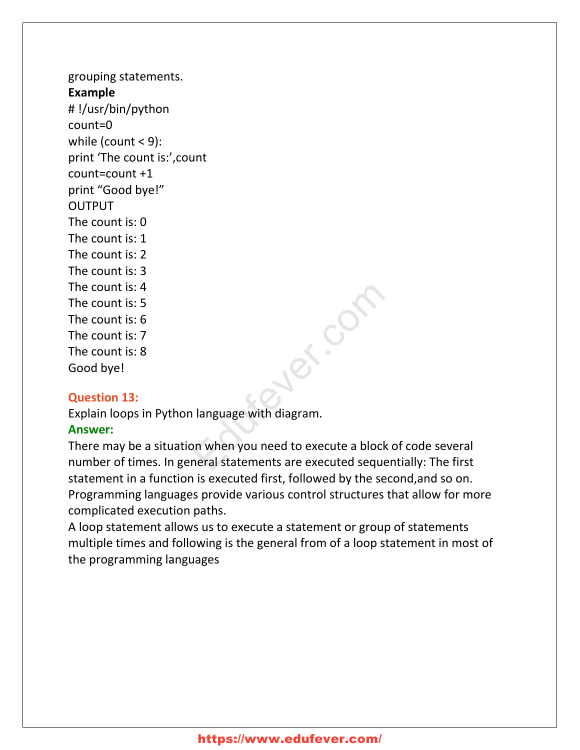grouping statements.

**Example**

```
# !/usr/bin/python
count=0
while (count < 9):
print 'The count is:',count
count=count +1
print "Good bye!"
```

OUTPUT

```
The count is: 0
The count is: 1
The count is: 2
The count is: 3
The count is: 4
The count is: 5
The count is: 6
The count is: 7
The count is: 8
Good bye!
```

**Question 13:**

Explain loops in Python language with diagram.

**Answer:**

There may be a situation when you need to execute a block of code several number of times. In general statements are executed sequentially: The first statement in a function is executed first, followed by the second,and so on. Programming languages provide various control structures that allow for more complicated execution paths.

A loop statement allows us to execute a statement or group of statements multiple times and following is the general from of a loop statement in most of the programming languages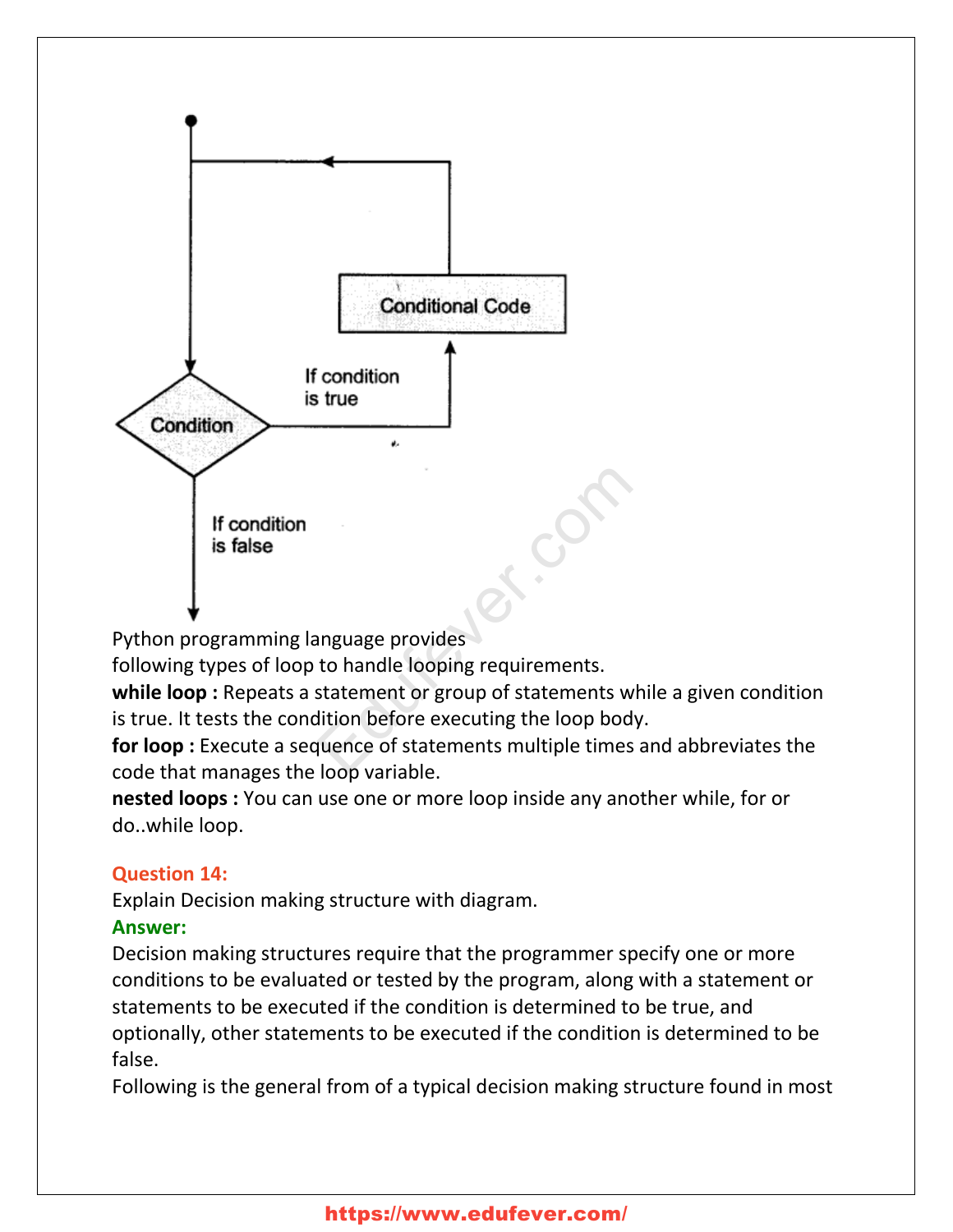Python programming language provides
following types of loop to handle looping requirements.

**while loop :** Repeats a statement or group of statements while a given condition is true. It tests the condition before executing the loop body.

**for loop :** Execute a sequence of statements multiple times and abbreviates the code that manages the loop variable.

**nested loops :** You can use one or more loop inside any another while, for or do..while loop.

**Question 14:**

Explain Decision making structure with diagram.

**Answer:**

Decision making structures require that the programmer specify one or more conditions to be evaluated or tested by the program, along with a statement or statements to be executed if the condition is determined to be true, and optionally, other statements to be executed if the condition is determined to be false.

Following is the general from of a typical decision making structure found in most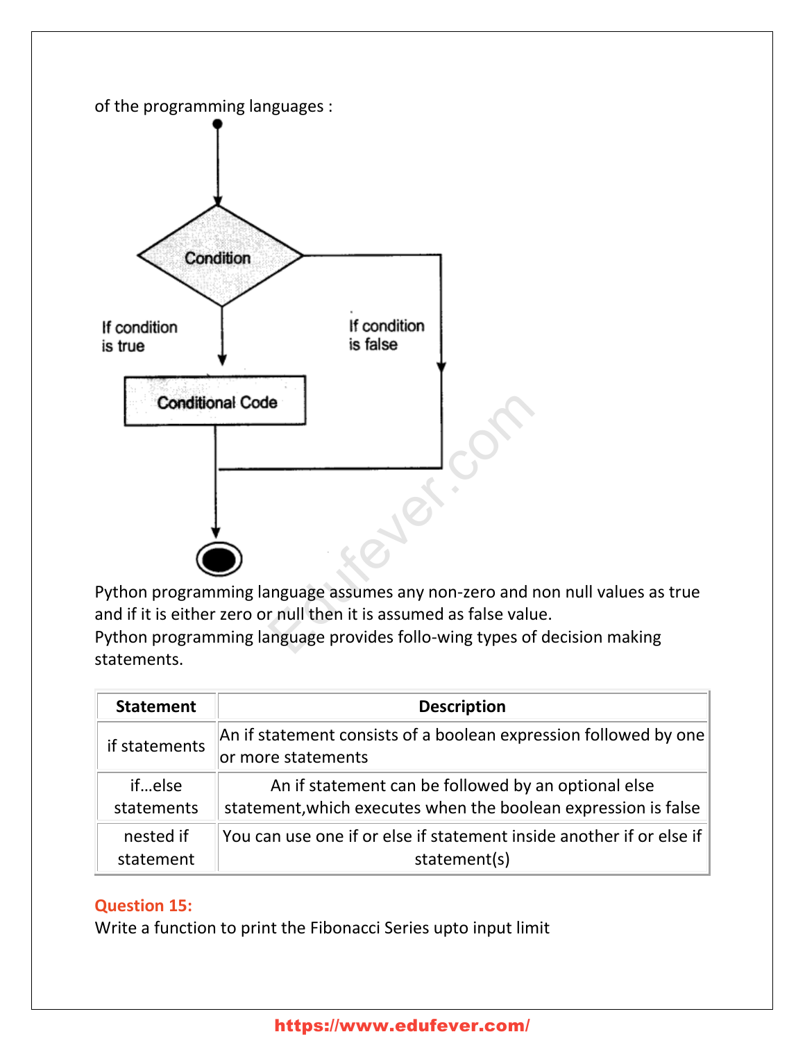of the programming languages :

Python programming language assumes any non-zero and non null values as true and if it is either zero or null then it is assumed as false value.
Python programming language provides follo-wing types of decision making statements.

| Statement | Description |
| --- | --- |
| if statements | An if statement consists of a boolean expression followed by one or more statements |
| if...else statements | An if statement can be followed by an optional else statement,which executes when the boolean expression is false |
| nested if statement | You can use one if or else if statement inside another if or else if statement(s) |

**Question 15:**
Write a function to print the Fibonacci Series upto input limit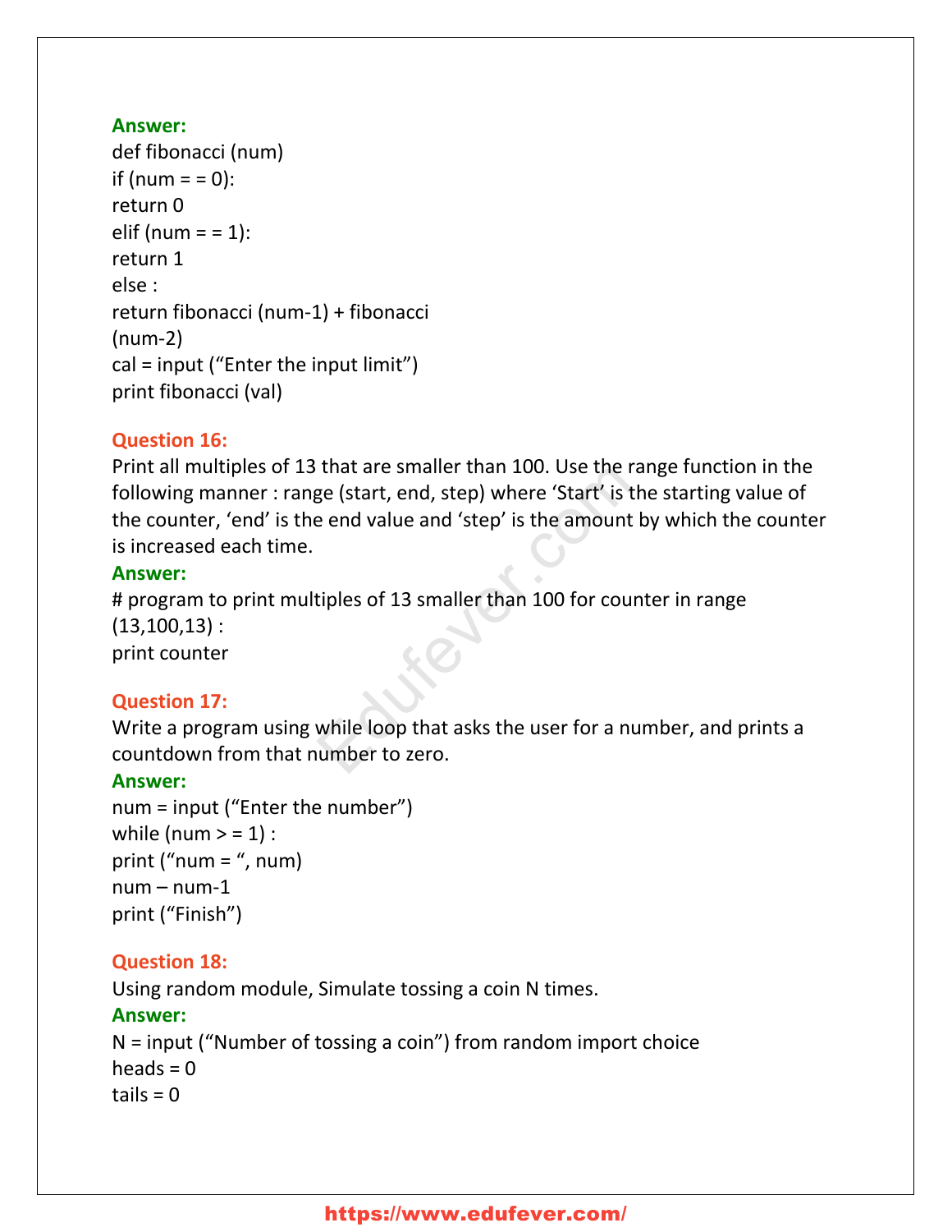**Answer:**

```
def fibonacci (num)
if (num = = 0):
return 0
elif (num = = 1):
return 1
else :
return fibonacci (num-1) + fibonacci
(num-2)
cal = input ("Enter the input limit")
print fibonacci (val)
```

**Question 16:**
Print all multiples of 13 that are smaller than 100. Use the range function in the following manner : range (start, end, step) where 'Start' is the starting value of the counter, 'end' is the end value and 'step' is the amount by which the counter is increased each time.

**Answer:**

```
# program to print multiples of 13 smaller than 100 for counter in range
(13,100,13) :
print counter
```

**Question 17:**
Write a program using while loop that asks the user for a number, and prints a countdown from that number to zero.

**Answer:**

```
num = input ("Enter the number")
while (num > = 1) :
print ("num = ", num)
num – num-1
print ("Finish")
```

**Question 18:**
Using random module, Simulate tossing a coin N times.

**Answer:**

```
N = input ("Number of tossing a coin") from random import choice
heads = 0
tails = 0
```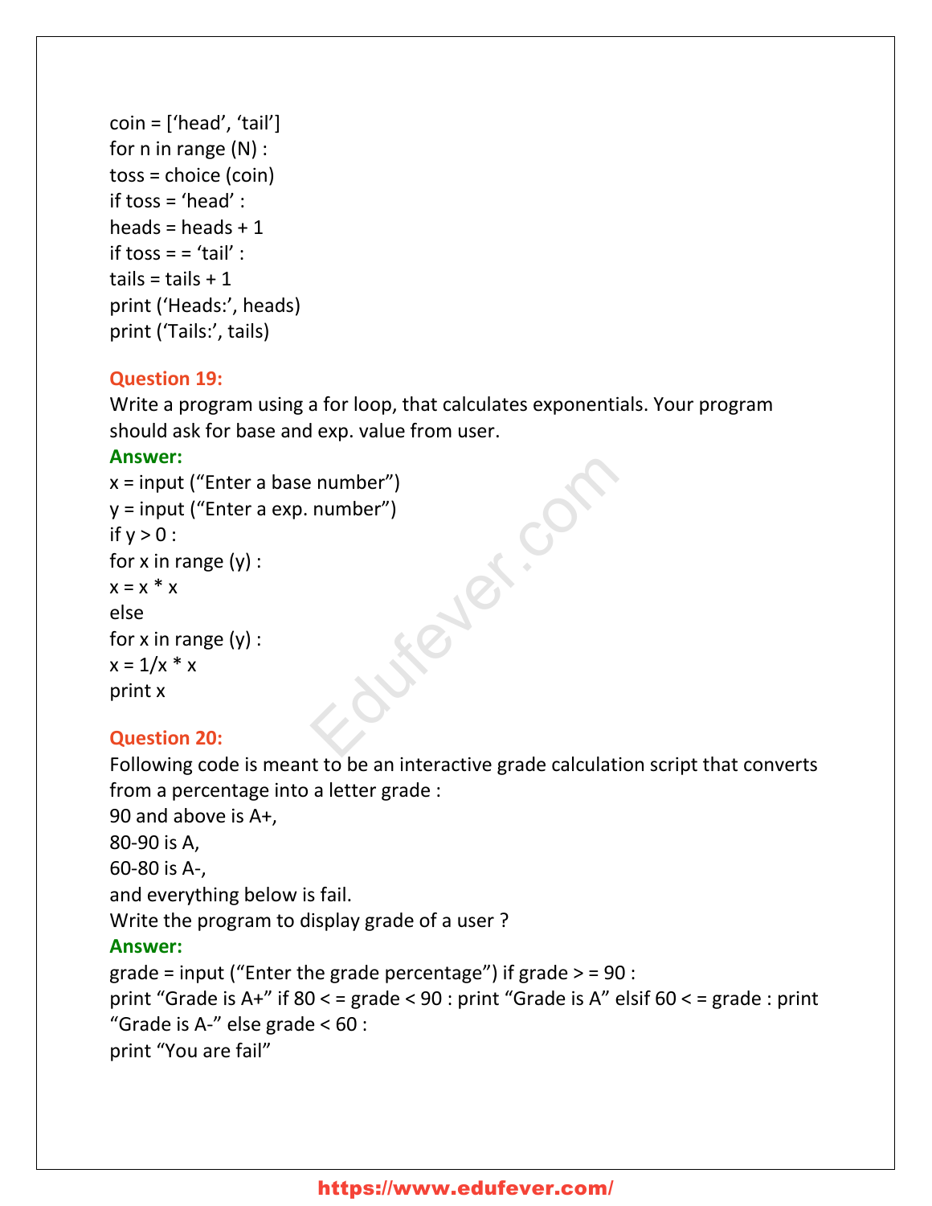```
coin = ['head', 'tail']
for n in range (N) :
toss = choice (coin)
if toss = 'head' :
heads = heads + 1
if toss = = 'tail' :
tails = tails + 1
print ('Heads:', heads)
print ('Tails:', tails)
```

**Question 19:**

Write a program using a for loop, that calculates exponentials. Your program should ask for base and exp. value from user.

**Answer:**

```
x = input ("Enter a base number")
y = input ("Enter a exp. number")
if y > 0 :
for x in range (y) :
x = x * x
else
for x in range (y) :
x = 1/x * x
print x
```

**Question 20:**

Following code is meant to be an interactive grade calculation script that converts from a percentage into a letter grade :

90 and above is A+,

80-90 is A,

60-80 is A-,

and everything below is fail.

Write the program to display grade of a user ?

**Answer:**

```
grade = input ("Enter the grade percentage") if grade > = 90 :
print "Grade is A+" if 80 < = grade < 90 : print "Grade is A" elsif 60 < = grade : print
"Grade is A-" else grade < 60 :
print "You are fail"
```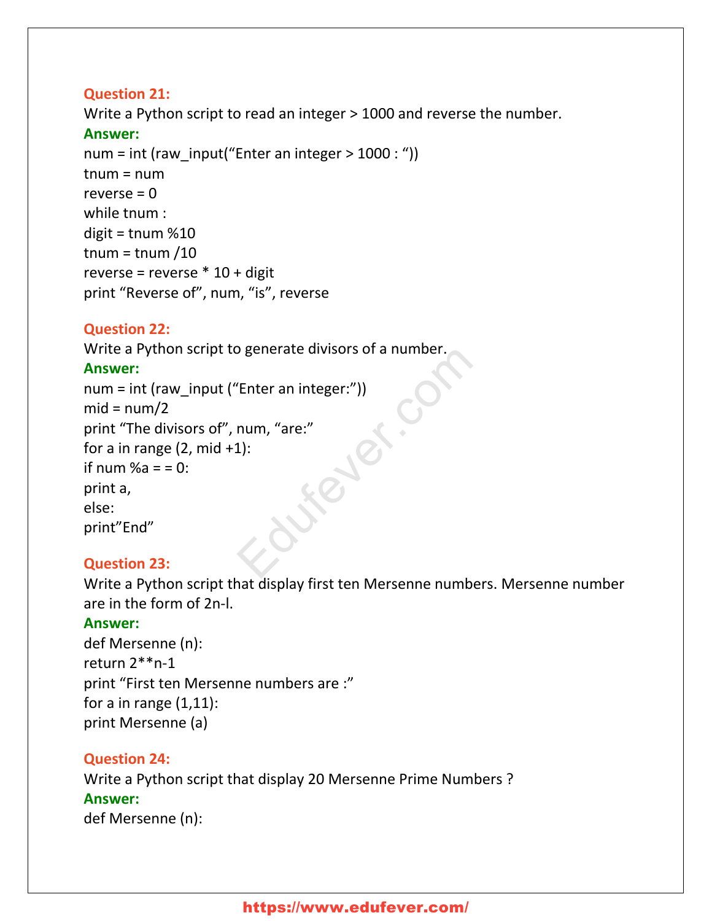**Question 21:**
Write a Python script to read an integer > 1000 and reverse the number.
**Answer:**
```
num = int (raw_input("Enter an integer > 1000 : "))
tnum = num
reverse = 0
while tnum :
digit = tnum %10
tnum = tnum /10
reverse = reverse * 10 + digit
print "Reverse of", num, "is", reverse
```

**Question 22:**
Write a Python script to generate divisors of a number.
**Answer:**
```
num = int (raw_input ("Enter an integer:"))
mid = num/2
print "The divisors of", num, "are:"
for a in range (2, mid +1):
if num %a = = 0:
print a,
else:
print"End"
```

**Question 23:**
Write a Python script that display first ten Mersenne numbers. Mersenne number are in the form of 2n-l.
**Answer:**
```
def Mersenne (n):
return 2**n-1
print "First ten Mersenne numbers are :"
for a in range (1,11):
print Mersenne (a)
```

**Question 24:**
Write a Python script that display 20 Mersenne Prime Numbers ?
**Answer:**
```
def Mersenne (n):
```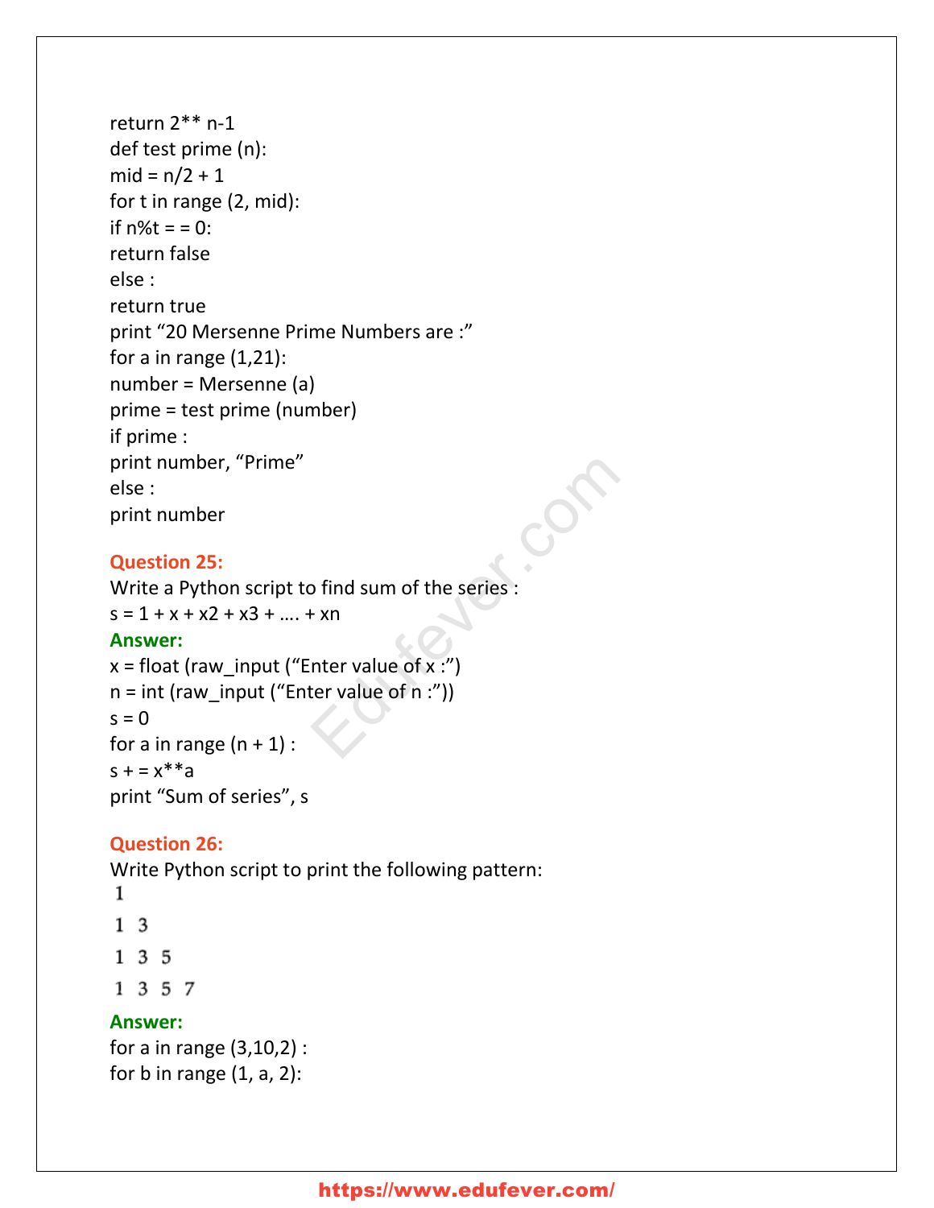```
return 2** n-1
def test prime (n):
mid = n/2 + 1
for t in range (2, mid):
if n%t = = 0:
return false
else :
return true
print "20 Mersenne Prime Numbers are :"
for a in range (1,21):
number = Mersenne (a)
prime = test prime (number)
if prime :
print number, "Prime"
else :
print number
```

**Question 25:**
Write a Python script to find sum of the series :
s = 1 + x + x2 + x3 + …. + xn

**Answer:**

```
x = float (raw_input ("Enter value of x :")
n = int (raw_input ("Enter value of n :"))
s = 0
for a in range (n + 1) :
s + = x**a
print "Sum of series", s
```

**Question 26:**
Write Python script to print the following pattern:

```
1
1 3
1 3 5
1 3 5 7
```

**Answer:**

```
for a in range (3,10,2) :
for b in range (1, a, 2):
```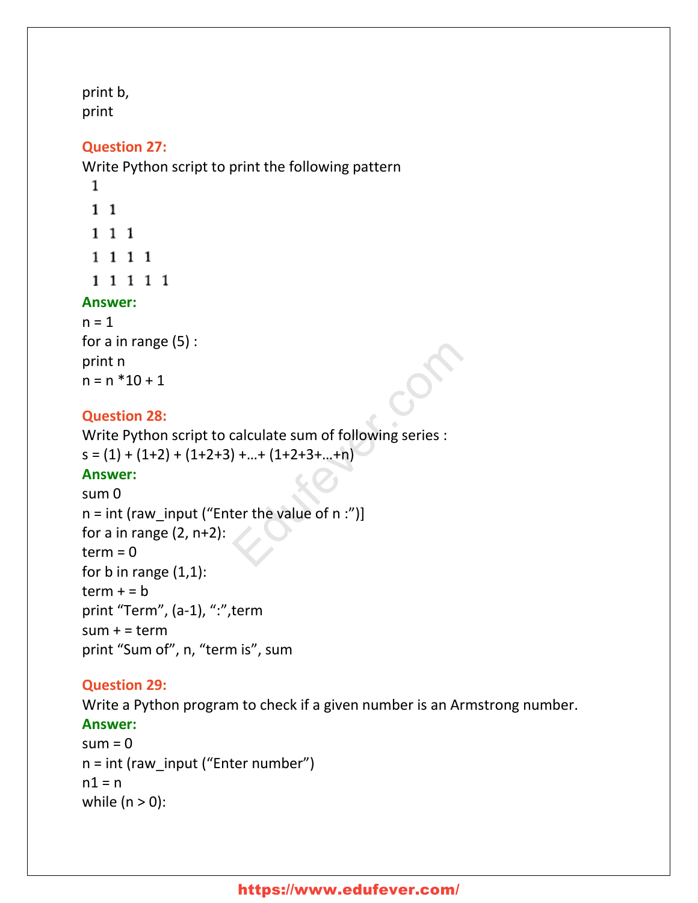```
print b,
print
```

**Question 27:**
Write Python script to print the following pattern

```
1
1 1
1 1 1
1 1 1 1
1 1 1 1 1
```

**Answer:**

```
n = 1
for a in range (5) :
print n
n = n *10 + 1
```

**Question 28:**
Write Python script to calculate sum of following series :
s = (1) + (1+2) + (1+2+3) +…+ (1+2+3+…+n)

**Answer:**

```
sum 0
n = int (raw_input (“Enter the value of n :”)]
for a in range (2, n+2):
term = 0
for b in range (1,1):
term + = b
print “Term”, (a-1), “:”,term
sum + = term
print “Sum of”, n, “term is”, sum
```

**Question 29:**
Write a Python program to check if a given number is an Armstrong number.

**Answer:**

```
sum = 0
n = int (raw_input (“Enter number”)
n1 = n
while (n > 0):
```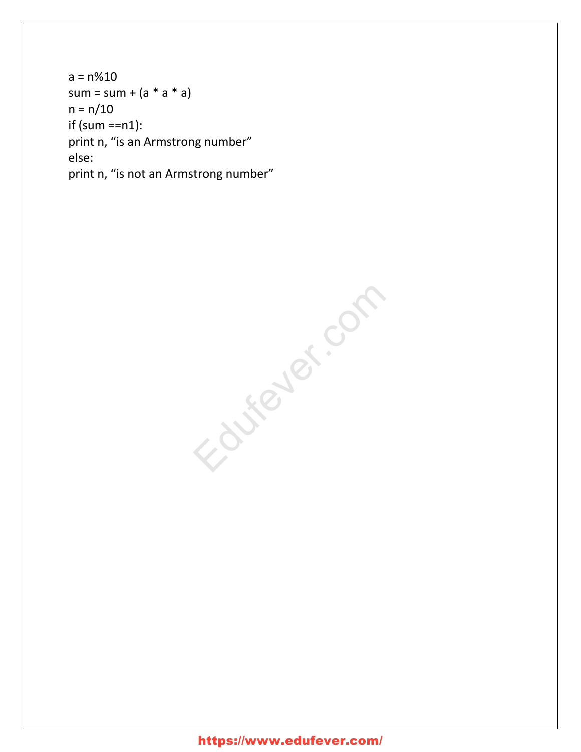```
a = n%10
sum = sum + (a * a * a)
n = n/10
if (sum ==n1):
print n, “is an Armstrong number”
else:
print n, “is not an Armstrong number”
```